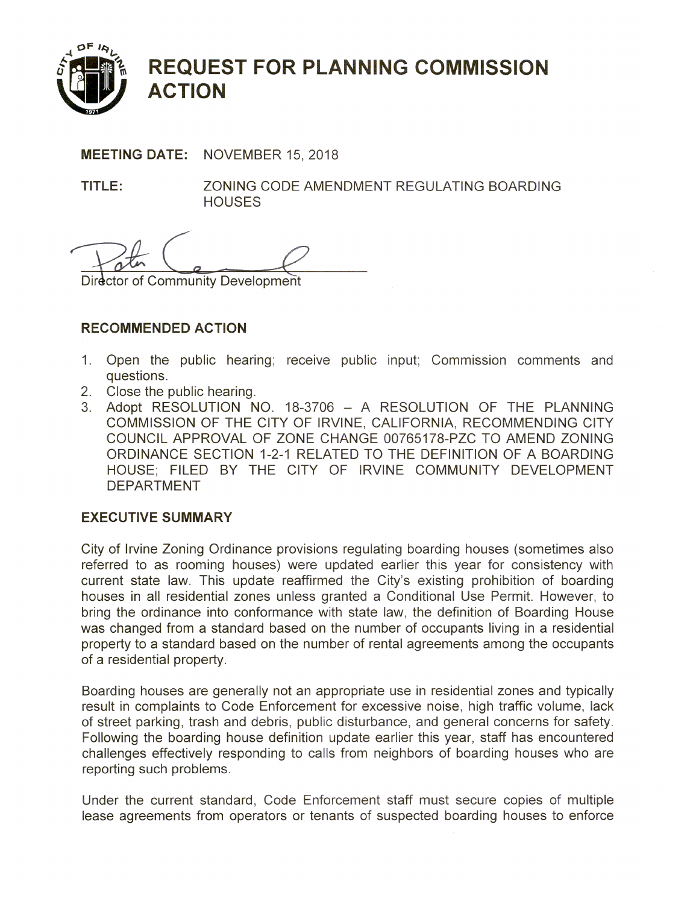# REQUEST FOR PLANNING COMMISSION ACTION

**MEETING DATE:** NOVEMBER 15, 2018

**TITLE:** ZONING CODE AMENDMENT REGULATING BOARDING HOUSES

Director of Community Development

## RECOMMENDED ACTION

1. Open the public hearing; receive public input; Commission comments and questions.
2. Close the public hearing.
3. Adopt RESOLUTION NO. 18-3706 – A RESOLUTION OF THE PLANNING COMMISSION OF THE CITY OF IRVINE, CALIFORNIA, RECOMMENDING CITY COUNCIL APPROVAL OF ZONE CHANGE 00765178-PZC TO AMEND ZONING ORDINANCE SECTION 1-2-1 RELATED TO THE DEFINITION OF A BOARDING HOUSE; FILED BY THE CITY OF IRVINE COMMUNITY DEVELOPMENT DEPARTMENT

## EXECUTIVE SUMMARY

City of Irvine Zoning Ordinance provisions regulating boarding houses (sometimes also referred to as rooming houses) were updated earlier this year for consistency with current state law. This update reaffirmed the City's existing prohibition of boarding houses in all residential zones unless granted a Conditional Use Permit. However, to bring the ordinance into conformance with state law, the definition of Boarding House was changed from a standard based on the number of occupants living in a residential property to a standard based on the number of rental agreements among the occupants of a residential property.

Boarding houses are generally not an appropriate use in residential zones and typically result in complaints to Code Enforcement for excessive noise, high traffic volume, lack of street parking, trash and debris, public disturbance, and general concerns for safety. Following the boarding house definition update earlier this year, staff has encountered challenges effectively responding to calls from neighbors of boarding houses who are reporting such problems.

Under the current standard, Code Enforcement staff must secure copies of multiple lease agreements from operators or tenants of suspected boarding houses to enforce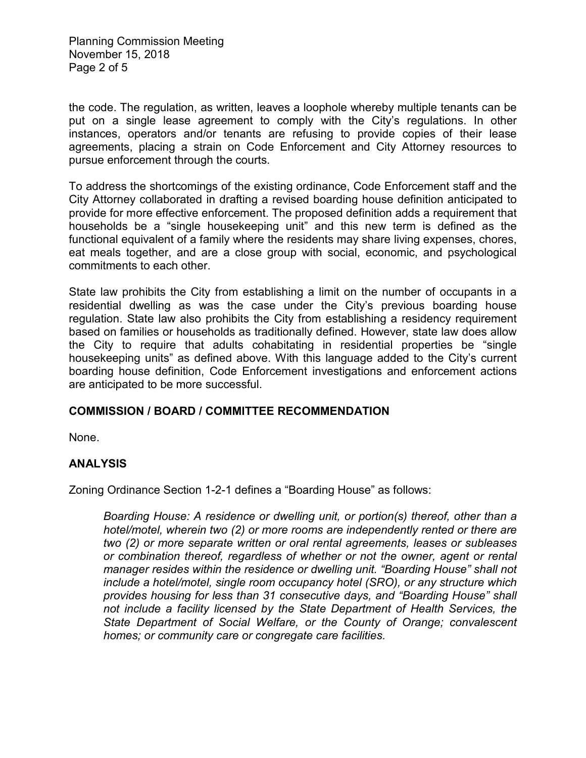the code. The regulation, as written, leaves a loophole whereby multiple tenants can be put on a single lease agreement to comply with the City's regulations. In other instances, operators and/or tenants are refusing to provide copies of their lease agreements, placing a strain on Code Enforcement and City Attorney resources to pursue enforcement through the courts.

To address the shortcomings of the existing ordinance, Code Enforcement staff and the City Attorney collaborated in drafting a revised boarding house definition anticipated to provide for more effective enforcement. The proposed definition adds a requirement that households be a "single housekeeping unit" and this new term is defined as the functional equivalent of a family where the residents may share living expenses, chores, eat meals together, and are a close group with social, economic, and psychological commitments to each other.

State law prohibits the City from establishing a limit on the number of occupants in a residential dwelling as was the case under the City's previous boarding house regulation. State law also prohibits the City from establishing a residency requirement based on families or households as traditionally defined. However, state law does allow the City to require that adults cohabitating in residential properties be "single housekeeping units" as defined above. With this language added to the City's current boarding house definition, Code Enforcement investigations and enforcement actions are anticipated to be more successful.

## COMMISSION / BOARD / COMMITTEE RECOMMENDATION

None.

## ANALYSIS

Zoning Ordinance Section 1-2-1 defines a "Boarding House" as follows:

> *Boarding House: A residence or dwelling unit, or portion(s) thereof, other than a hotel/motel, wherein two (2) or more rooms are independently rented or there are two (2) or more separate written or oral rental agreements, leases or subleases or combination thereof, regardless of whether or not the owner, agent or rental manager resides within the residence or dwelling unit. "Boarding House" shall not include a hotel/motel, single room occupancy hotel (SRO), or any structure which provides housing for less than 31 consecutive days, and "Boarding House" shall not include a facility licensed by the State Department of Health Services, the State Department of Social Welfare, or the County of Orange; convalescent homes; or community care or congregate care facilities.*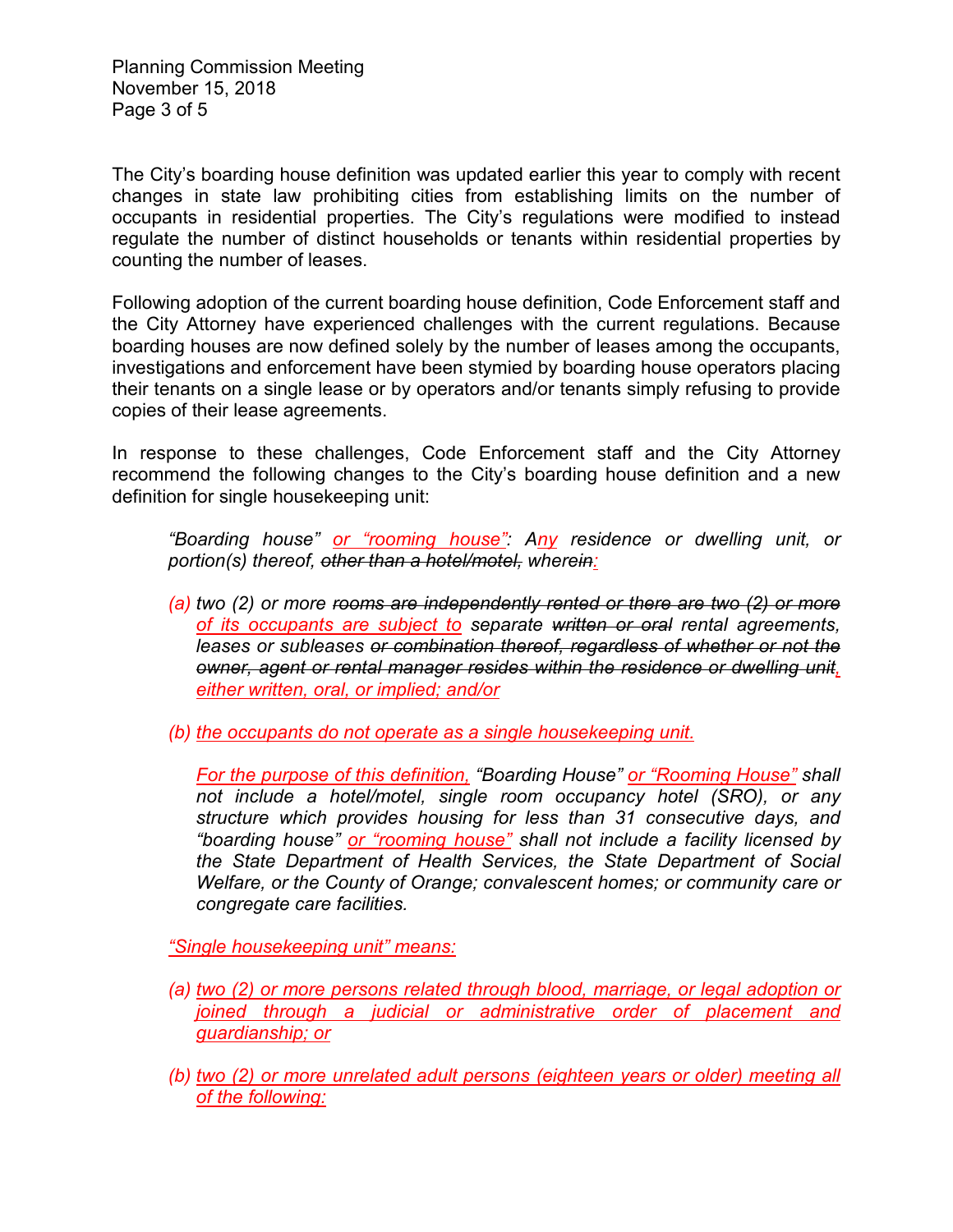The City's boarding house definition was updated earlier this year to comply with recent changes in state law prohibiting cities from establishing limits on the number of occupants in residential properties. The City's regulations were modified to instead regulate the number of distinct households or tenants within residential properties by counting the number of leases.

Following adoption of the current boarding house definition, Code Enforcement staff and the City Attorney have experienced challenges with the current regulations. Because boarding houses are now defined solely by the number of leases among the occupants, investigations and enforcement have been stymied by boarding house operators placing their tenants on a single lease or by operators and/or tenants simply refusing to provide copies of their lease agreements.

In response to these challenges, Code Enforcement staff and the City Attorney recommend the following changes to the City's boarding house definition and a new definition for single housekeeping unit:

> *"Boarding house" <u>or "rooming house"</u>: A<u>ny</u> residence or dwelling unit, or portion(s) thereof, ~~other than a hotel/motel,~~ where~~in~~<u>:</u>*
>
> *<u>(a)</u> two (2) or more ~~rooms are independently rented or there are two (2) or more~~ <u>of its occupants are subject to</u> separate ~~written or oral~~ rental agreements, leases or subleases ~~or combination thereof, regardless of whether or not the owner, agent or rental manager resides within the residence or dwelling unit~~<u>, either written, oral, or implied; and/or</u>*
>
> *<u>(b) the occupants do not operate as a single housekeeping unit.</u>*
>
> *<u>For the purpose of this definition,</u> "Boarding House" <u>or "Rooming House"</u> shall not include a hotel/motel, single room occupancy hotel (SRO), or any structure which provides housing for less than 31 consecutive days, and "boarding house" <u>or "rooming house"</u> shall not include a facility licensed by the State Department of Health Services, the State Department of Social Welfare, or the County of Orange; convalescent homes; or community care or congregate care facilities.*
>
> *<u>"Single housekeeping unit" means:</u>*
>
> *<u>(a) two (2) or more persons related through blood, marriage, or legal adoption or joined through a judicial or administrative order of placement and guardianship; or</u>*
>
> *<u>(b) two (2) or more unrelated adult persons (eighteen years or older) meeting all of the following:</u>*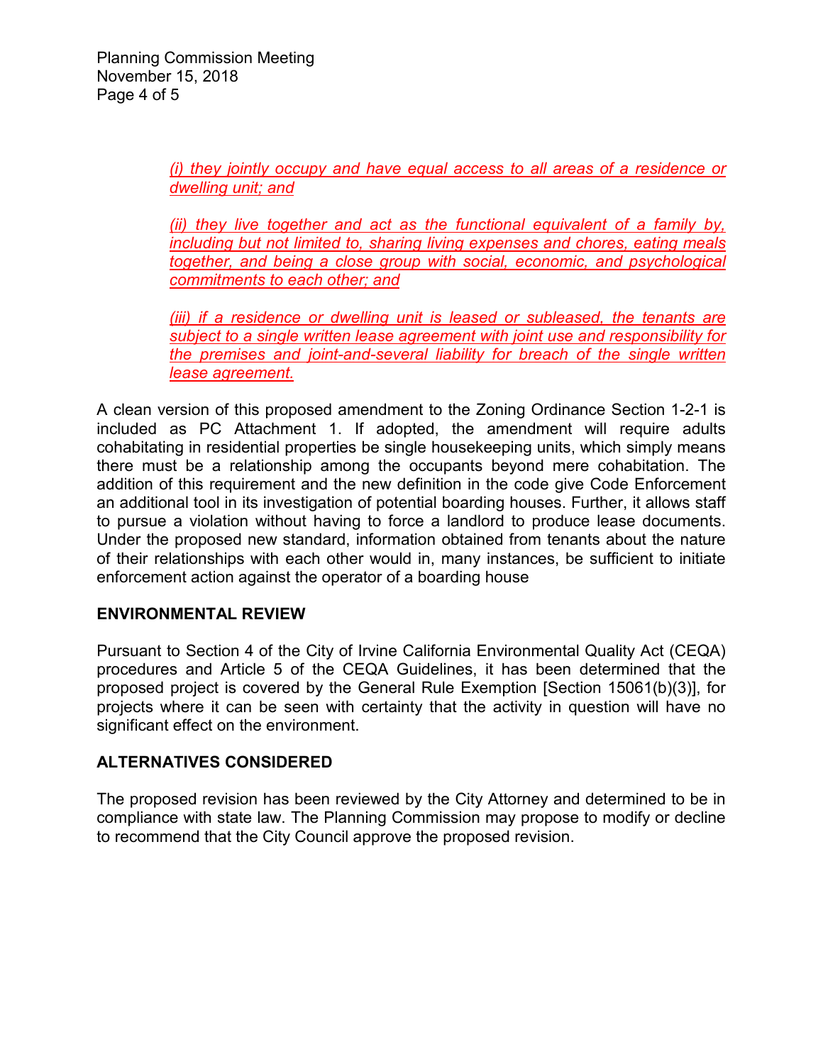*(i) they jointly occupy and have equal access to all areas of a residence or dwelling unit; and*

*(ii) they live together and act as the functional equivalent of a family by, including but not limited to, sharing living expenses and chores, eating meals together, and being a close group with social, economic, and psychological commitments to each other; and*

*(iii) if a residence or dwelling unit is leased or subleased, the tenants are subject to a single written lease agreement with joint use and responsibility for the premises and joint-and-several liability for breach of the single written lease agreement.*

A clean version of this proposed amendment to the Zoning Ordinance Section 1-2-1 is included as PC Attachment 1. If adopted, the amendment will require adults cohabitating in residential properties be single housekeeping units, which simply means there must be a relationship among the occupants beyond mere cohabitation. The addition of this requirement and the new definition in the code give Code Enforcement an additional tool in its investigation of potential boarding houses. Further, it allows staff to pursue a violation without having to force a landlord to produce lease documents. Under the proposed new standard, information obtained from tenants about the nature of their relationships with each other would in, many instances, be sufficient to initiate enforcement action against the operator of a boarding house

## ENVIRONMENTAL REVIEW

Pursuant to Section 4 of the City of Irvine California Environmental Quality Act (CEQA) procedures and Article 5 of the CEQA Guidelines, it has been determined that the proposed project is covered by the General Rule Exemption [Section 15061(b)(3)], for projects where it can be seen with certainty that the activity in question will have no significant effect on the environment.

## ALTERNATIVES CONSIDERED

The proposed revision has been reviewed by the City Attorney and determined to be in compliance with state law. The Planning Commission may propose to modify or decline to recommend that the City Council approve the proposed revision.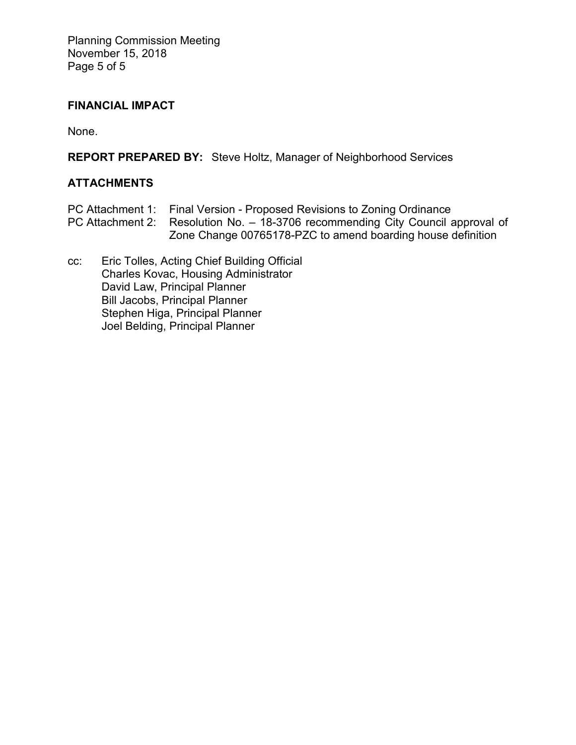## FINANCIAL IMPACT

None.

**REPORT PREPARED BY:** Steve Holtz, Manager of Neighborhood Services

## ATTACHMENTS

PC Attachment 1: Final Version - Proposed Revisions to Zoning Ordinance
PC Attachment 2: Resolution No. – 18-3706 recommending City Council approval of Zone Change 00765178-PZC to amend boarding house definition

cc: Eric Tolles, Acting Chief Building Official
Charles Kovac, Housing Administrator
David Law, Principal Planner
Bill Jacobs, Principal Planner
Stephen Higa, Principal Planner
Joel Belding, Principal Planner